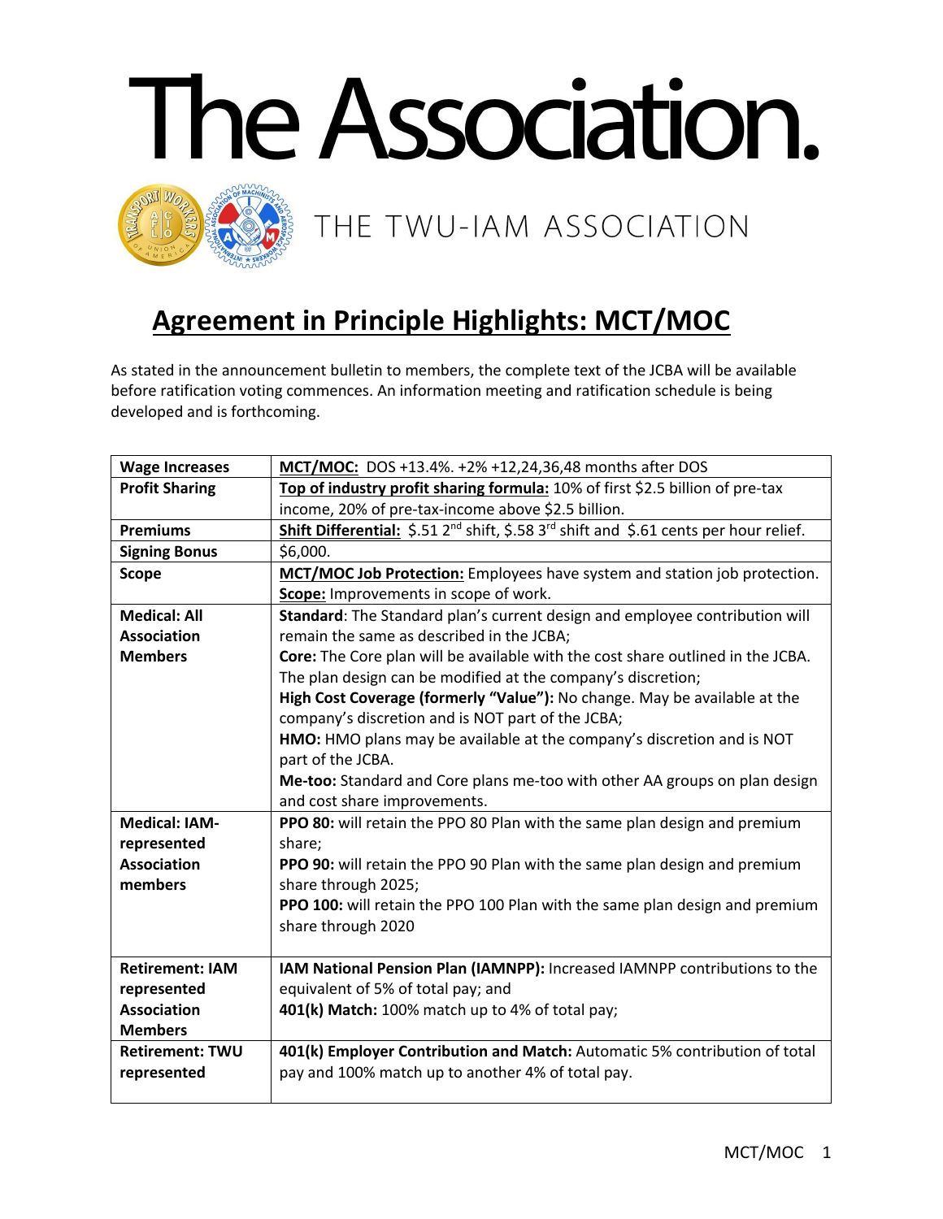# The Association.

THE TWU-IAM ASSOCIATION

## Agreement in Principle Highlights: MCT/MOC

As stated in the announcement bulletin to members, the complete text of the JCBA will be available before ratification voting commences. An information meeting and ratification schedule is being developed and is forthcoming.

| | |
|---|---|
| **Wage Increases** | **MCT/MOC:** DOS +13.4%. +2% +12,24,36,48 months after DOS |
| **Profit Sharing** | **Top of industry profit sharing formula:** 10% of first $2.5 billion of pre-tax income, 20% of pre-tax-income above $2.5 billion. |
| **Premiums** | **Shift Differential:** $.51 2nd shift, $.58 3rd shift and $.61 cents per hour relief. |
| **Signing Bonus** | $6,000. |
| **Scope** | **MCT/MOC Job Protection:** Employees have system and station job protection.<br>**Scope:** Improvements in scope of work. |
| **Medical: All Association Members** | **Standard**: The Standard plan's current design and employee contribution will remain the same as described in the JCBA;<br>**Core:** The Core plan will be available with the cost share outlined in the JCBA. The plan design can be modified at the company's discretion;<br>**High Cost Coverage (formerly "Value"):** No change. May be available at the company's discretion and is NOT part of the JCBA;<br>**HMO:** HMO plans may be available at the company's discretion and is NOT part of the JCBA.<br>**Me-too:** Standard and Core plans me-too with other AA groups on plan design and cost share improvements. |
| **Medical: IAM-represented Association members** | **PPO 80:** will retain the PPO 80 Plan with the same plan design and premium share;<br>**PPO 90:** will retain the PPO 90 Plan with the same plan design and premium share through 2025;<br>**PPO 100:** will retain the PPO 100 Plan with the same plan design and premium share through 2020 |
| **Retirement: IAM represented Association Members** | **IAM National Pension Plan (IAMNPP):** Increased IAMNPP contributions to the equivalent of 5% of total pay; and<br>**401(k) Match:** 100% match up to 4% of total pay; |
| **Retirement: TWU represented** | **401(k) Employer Contribution and Match:** Automatic 5% contribution of total pay and 100% match up to another 4% of total pay. |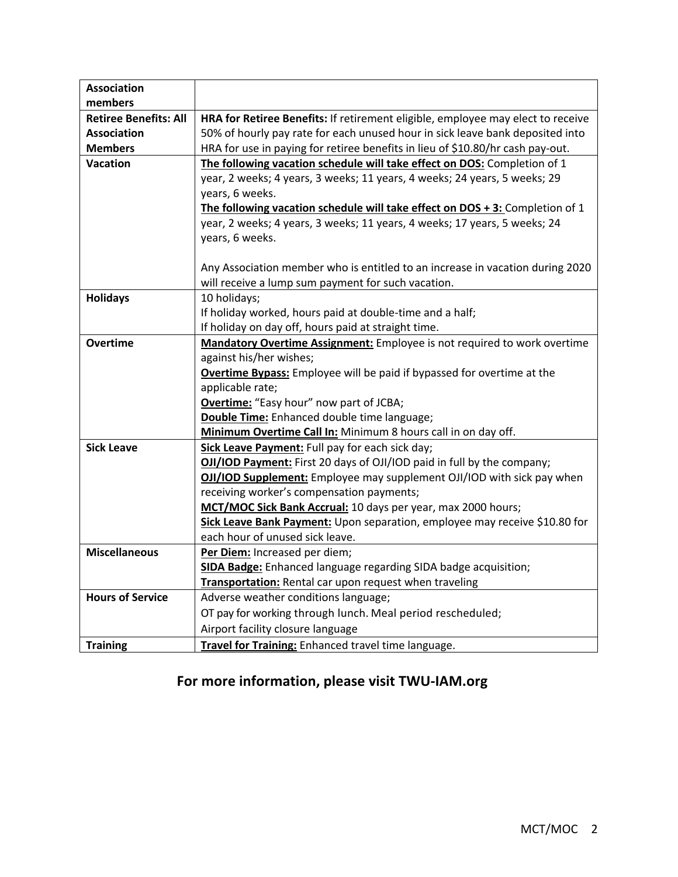| | |
|---|---|
| **Association members** | |
| **Retiree Benefits: All Association Members** | **HRA for Retiree Benefits:** If retirement eligible, employee may elect to receive 50% of hourly pay rate for each unused hour in sick leave bank deposited into HRA for use in paying for retiree benefits in lieu of $10.80/hr cash pay-out. |
| **Vacation** | **The following vacation schedule will take effect on DOS:** Completion of 1 year, 2 weeks; 4 years, 3 weeks; 11 years, 4 weeks; 24 years, 5 weeks; 29 years, 6 weeks.<br>**The following vacation schedule will take effect on DOS + 3:** Completion of 1 year, 2 weeks; 4 years, 3 weeks; 11 years, 4 weeks; 17 years, 5 weeks; 24 years, 6 weeks.<br><br>Any Association member who is entitled to an increase in vacation during 2020 will receive a lump sum payment for such vacation. |
| **Holidays** | 10 holidays;<br>If holiday worked, hours paid at double-time and a half;<br>If holiday on day off, hours paid at straight time. |
| **Overtime** | **Mandatory Overtime Assignment:** Employee is not required to work overtime against his/her wishes;<br>**Overtime Bypass:** Employee will be paid if bypassed for overtime at the applicable rate;<br>**Overtime:** "Easy hour" now part of JCBA;<br>**Double Time:** Enhanced double time language;<br>**Minimum Overtime Call In:** Minimum 8 hours call in on day off. |
| **Sick Leave** | **Sick Leave Payment:** Full pay for each sick day;<br>**OJI/IOD Payment:** First 20 days of OJI/IOD paid in full by the company;<br>**OJI/IOD Supplement:** Employee may supplement OJI/IOD with sick pay when receiving worker's compensation payments;<br>**MCT/MOC Sick Bank Accrual:** 10 days per year, max 2000 hours;<br>**Sick Leave Bank Payment:** Upon separation, employee may receive $10.80 for each hour of unused sick leave. |
| **Miscellaneous** | **Per Diem:** Increased per diem;<br>**SIDA Badge:** Enhanced language regarding SIDA badge acquisition;<br>**Transportation:** Rental car upon request when traveling |
| **Hours of Service** | Adverse weather conditions language;<br>OT pay for working through lunch. Meal period rescheduled;<br>Airport facility closure language |
| **Training** | **Travel for Training:** Enhanced travel time language. |

## For more information, please visit TWU-IAM.org